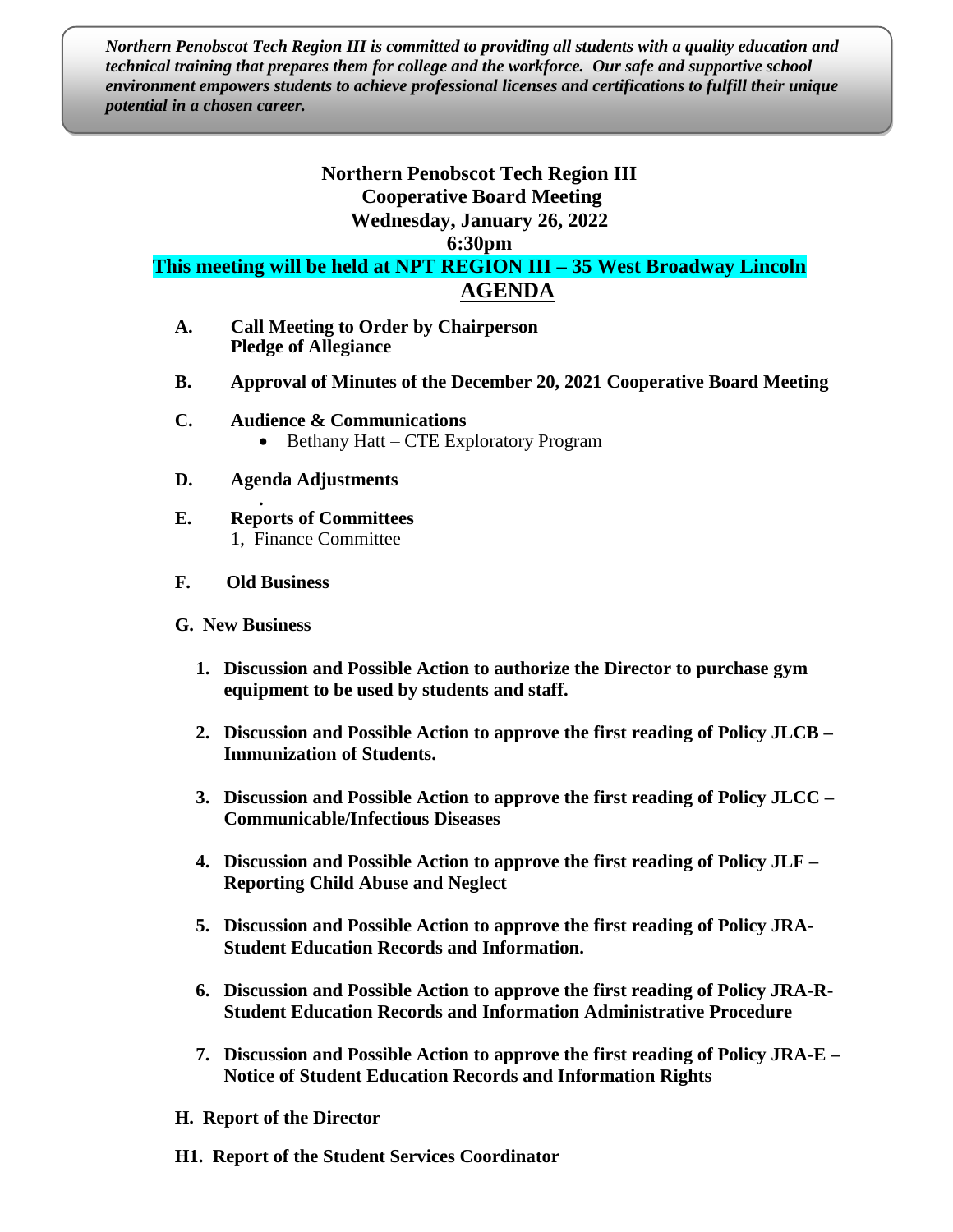***Northern Penobscot Tech Region III is committed to providing all students with a quality education and technical training that prepares them for college and the workforce. Our safe and supportive school environment empowers students to achieve professional licenses and certifications to fulfill their unique potential in a chosen career.***

**Northern Penobscot Tech Region III**
**Cooperative Board Meeting**
**Wednesday, January 26, 2022**
**6:30pm**

**This meeting will be held at NPT REGION III – 35 West Broadway Lincoln**

## AGENDA

**A. Call Meeting to Order by Chairperson**
**Pledge of Allegiance**

**B. Approval of Minutes of the December 20, 2021 Cooperative Board Meeting**

**C. Audience & Communications**

- Bethany Hatt – CTE Exploratory Program

**D. Agenda Adjustments**

.

**E. Reports of Committees**

1, Finance Committee

**F. Old Business**

**G. New Business**

1. **Discussion and Possible Action to authorize the Director to purchase gym equipment to be used by students and staff.**
2. **Discussion and Possible Action to approve the first reading of Policy JLCB – Immunization of Students.**
3. **Discussion and Possible Action to approve the first reading of Policy JLCC – Communicable/Infectious Diseases**
4. **Discussion and Possible Action to approve the first reading of Policy JLF – Reporting Child Abuse and Neglect**
5. **Discussion and Possible Action to approve the first reading of Policy JRA- Student Education Records and Information.**
6. **Discussion and Possible Action to approve the first reading of Policy JRA-R- Student Education Records and Information Administrative Procedure**
7. **Discussion and Possible Action to approve the first reading of Policy JRA-E – Notice of Student Education Records and Information Rights**

**H. Report of the Director**

**H1. Report of the Student Services Coordinator**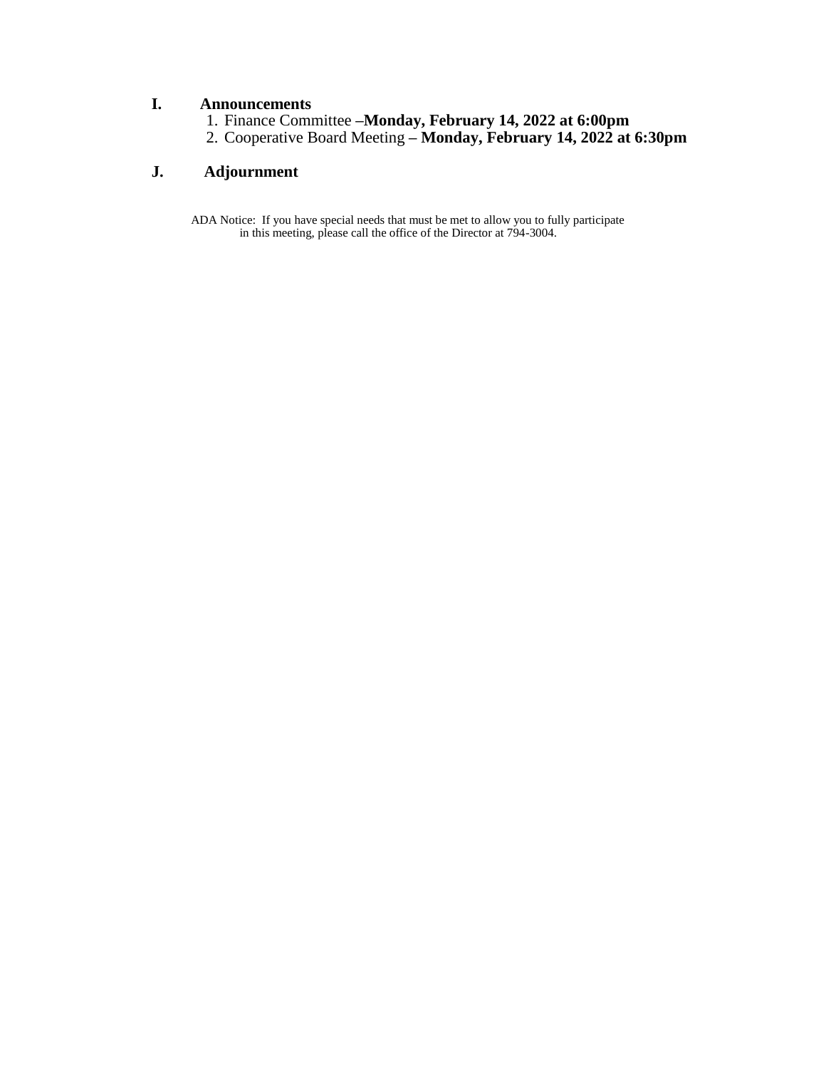## I. Announcements

1. Finance Committee –**Monday, February 14, 2022 at 6:00pm**
2. Cooperative Board Meeting – **Monday, February 14, 2022 at 6:30pm**

## J. Adjournment

ADA Notice: If you have special needs that must be met to allow you to fully participate in this meeting, please call the office of the Director at 794-3004.